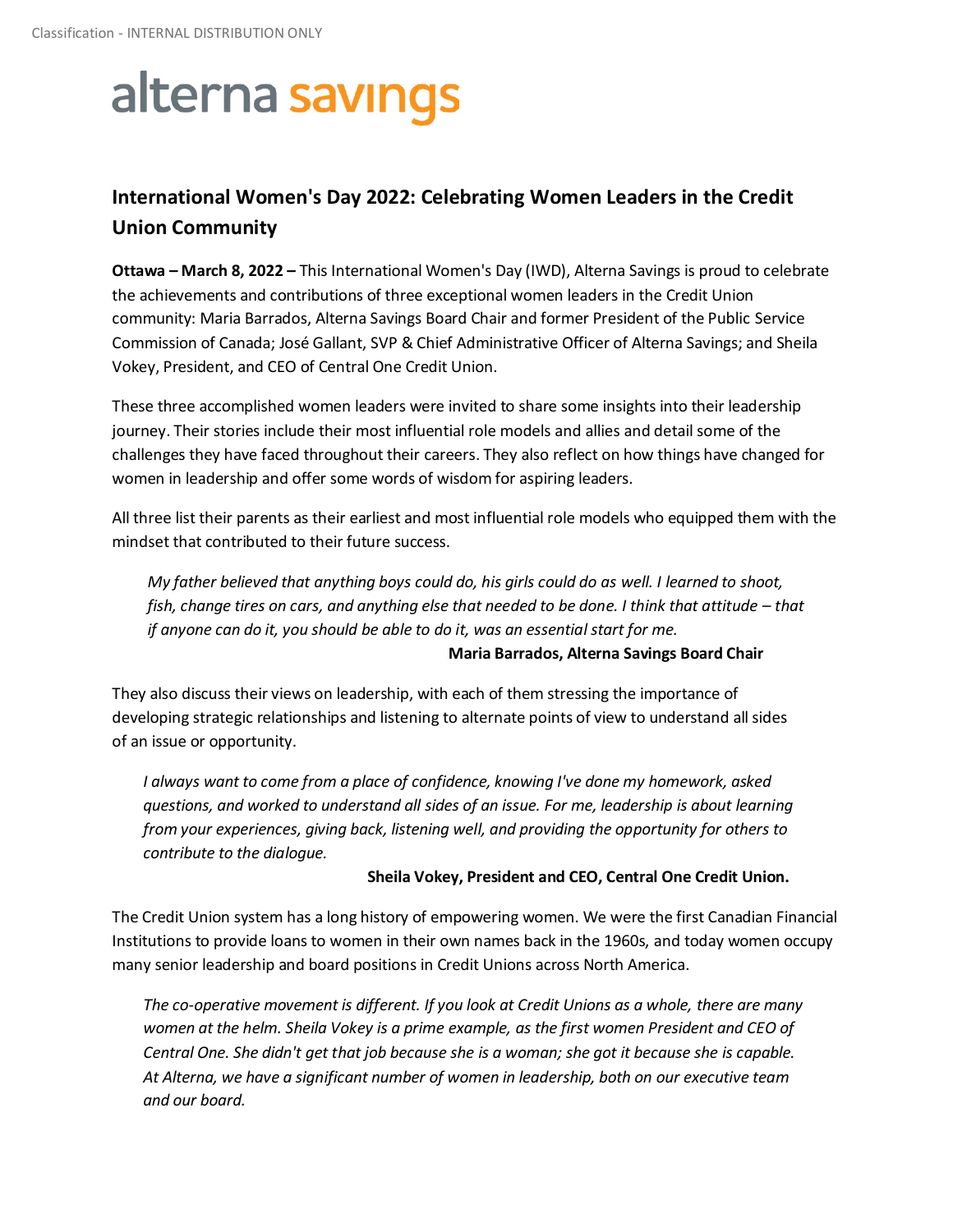Classification - INTERNAL DISTRIBUTION ONLY

alterna savings

## International Women's Day 2022: Celebrating Women Leaders in the Credit Union Community

**Ottawa – March 8, 2022 –** This International Women's Day (IWD), Alterna Savings is proud to celebrate the achievements and contributions of three exceptional women leaders in the Credit Union community: Maria Barrados, Alterna Savings Board Chair and former President of the Public Service Commission of Canada; José Gallant, SVP & Chief Administrative Officer of Alterna Savings; and Sheila Vokey, President, and CEO of Central One Credit Union.

These three accomplished women leaders were invited to share some insights into their leadership journey. Their stories include their most influential role models and allies and detail some of the challenges they have faced throughout their careers. They also reflect on how things have changed for women in leadership and offer some words of wisdom for aspiring leaders.

All three list their parents as their earliest and most influential role models who equipped them with the mindset that contributed to their future success.

> *My father believed that anything boys could do, his girls could do as well. I learned to shoot, fish, change tires on cars, and anything else that needed to be done. I think that attitude – that if anyone can do it, you should be able to do it, was an essential start for me.*
>
> **Maria Barrados, Alterna Savings Board Chair**

They also discuss their views on leadership, with each of them stressing the importance of developing strategic relationships and listening to alternate points of view to understand all sides of an issue or opportunity.

> *I always want to come from a place of confidence, knowing I've done my homework, asked questions, and worked to understand all sides of an issue. For me, leadership is about learning from your experiences, giving back, listening well, and providing the opportunity for others to contribute to the dialogue.*
>
> **Sheila Vokey, President and CEO, Central One Credit Union.**

The Credit Union system has a long history of empowering women. We were the first Canadian Financial Institutions to provide loans to women in their own names back in the 1960s, and today women occupy many senior leadership and board positions in Credit Unions across North America.

> *The co-operative movement is different. If you look at Credit Unions as a whole, there are many women at the helm. Sheila Vokey is a prime example, as the first women President and CEO of Central One. She didn't get that job because she is a woman; she got it because she is capable. At Alterna, we have a significant number of women in leadership, both on our executive team and our board.*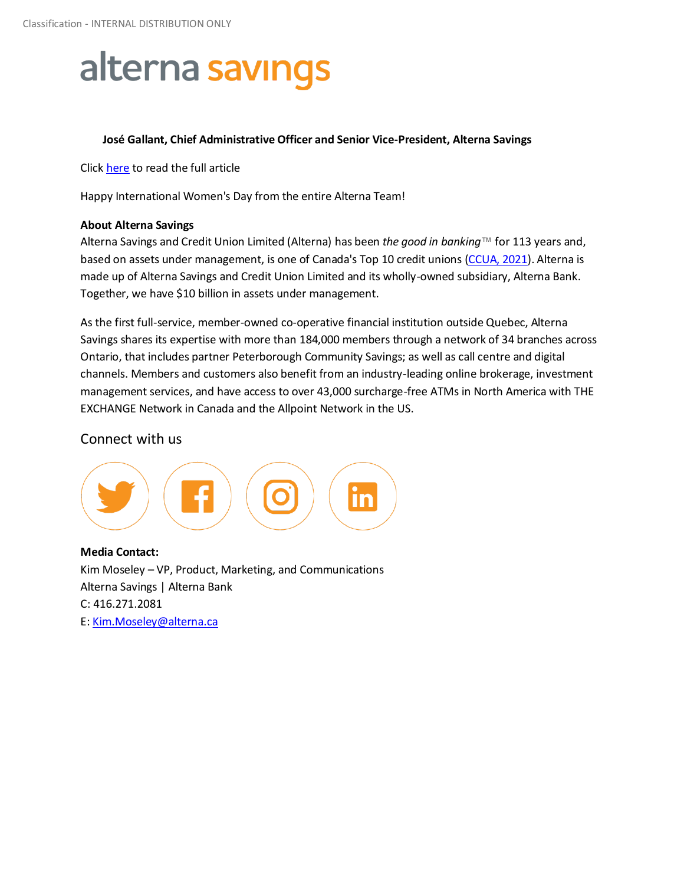**José Gallant, Chief Administrative Officer and Senior Vice-President, Alterna Savings**

Click here to read the full article

Happy International Women's Day from the entire Alterna Team!

**About Alterna Savings**

Alterna Savings and Credit Union Limited (Alterna) has been *the good in banking*™ for 113 years and, based on assets under management, is one of Canada's Top 10 credit unions (CCUA, 2021). Alterna is made up of Alterna Savings and Credit Union Limited and its wholly-owned subsidiary, Alterna Bank. Together, we have $10 billion in assets under management.

As the first full-service, member-owned co-operative financial institution outside Quebec, Alterna Savings shares its expertise with more than 184,000 members through a network of 34 branches across Ontario, that includes partner Peterborough Community Savings; as well as call centre and digital channels. Members and customers also benefit from an industry-leading online brokerage, investment management services, and have access to over 43,000 surcharge-free ATMs in North America with THE EXCHANGE Network in Canada and the Allpoint Network in the US.

## Connect with us

**Media Contact:**
Kim Moseley – VP, Product, Marketing, and Communications
Alterna Savings | Alterna Bank
C: 416.271.2081
E: Kim.Moseley@alterna.ca